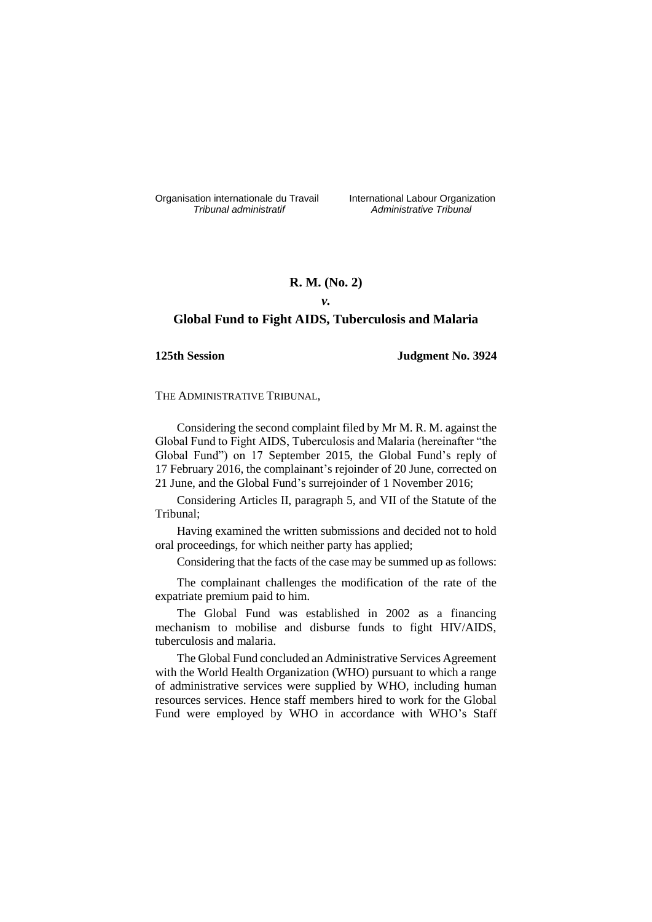Organisation internationale du Travail
*Tribunal administratif*

International Labour Organization
*Administrative Tribunal*

**R. M. (No. 2)**

***v.***

**Global Fund to Fight AIDS, Tuberculosis and Malaria**

**125th Session** **Judgment No. 3924**

THE ADMINISTRATIVE TRIBUNAL,

Considering the second complaint filed by Mr M. R. M. against the Global Fund to Fight AIDS, Tuberculosis and Malaria (hereinafter "the Global Fund") on 17 September 2015, the Global Fund's reply of 17 February 2016, the complainant's rejoinder of 20 June, corrected on 21 June, and the Global Fund's surrejoinder of 1 November 2016;

Considering Articles II, paragraph 5, and VII of the Statute of the Tribunal;

Having examined the written submissions and decided not to hold oral proceedings, for which neither party has applied;

Considering that the facts of the case may be summed up as follows:

The complainant challenges the modification of the rate of the expatriate premium paid to him.

The Global Fund was established in 2002 as a financing mechanism to mobilise and disburse funds to fight HIV/AIDS, tuberculosis and malaria.

The Global Fund concluded an Administrative Services Agreement with the World Health Organization (WHO) pursuant to which a range of administrative services were supplied by WHO, including human resources services. Hence staff members hired to work for the Global Fund were employed by WHO in accordance with WHO's Staff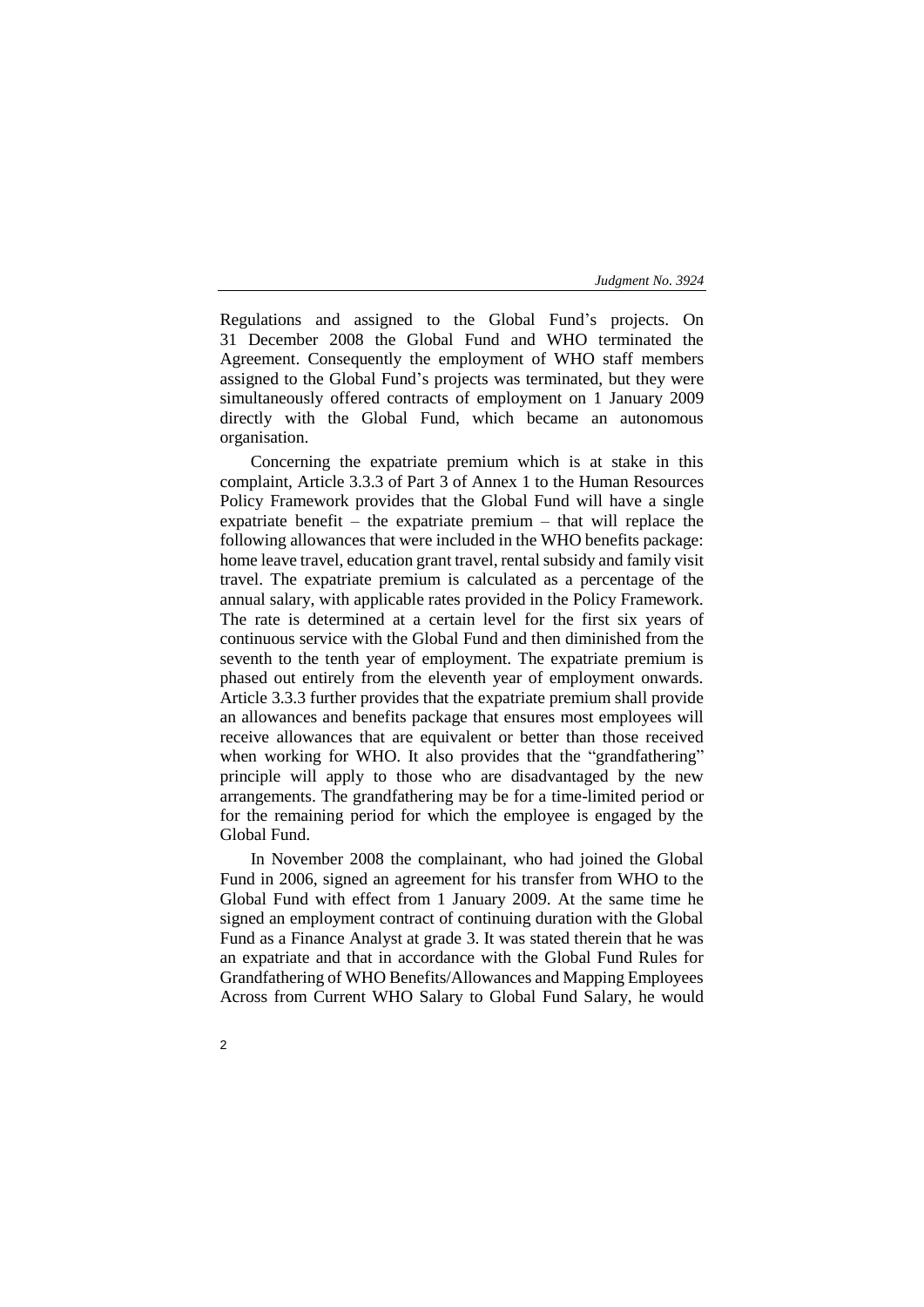Regulations and assigned to the Global Fund's projects. On 31 December 2008 the Global Fund and WHO terminated the Agreement. Consequently the employment of WHO staff members assigned to the Global Fund's projects was terminated, but they were simultaneously offered contracts of employment on 1 January 2009 directly with the Global Fund, which became an autonomous organisation.

Concerning the expatriate premium which is at stake in this complaint, Article 3.3.3 of Part 3 of Annex 1 to the Human Resources Policy Framework provides that the Global Fund will have a single expatriate benefit – the expatriate premium – that will replace the following allowances that were included in the WHO benefits package: home leave travel, education grant travel, rental subsidy and family visit travel. The expatriate premium is calculated as a percentage of the annual salary, with applicable rates provided in the Policy Framework. The rate is determined at a certain level for the first six years of continuous service with the Global Fund and then diminished from the seventh to the tenth year of employment. The expatriate premium is phased out entirely from the eleventh year of employment onwards. Article 3.3.3 further provides that the expatriate premium shall provide an allowances and benefits package that ensures most employees will receive allowances that are equivalent or better than those received when working for WHO. It also provides that the "grandfathering" principle will apply to those who are disadvantaged by the new arrangements. The grandfathering may be for a time-limited period or for the remaining period for which the employee is engaged by the Global Fund.

In November 2008 the complainant, who had joined the Global Fund in 2006, signed an agreement for his transfer from WHO to the Global Fund with effect from 1 January 2009. At the same time he signed an employment contract of continuing duration with the Global Fund as a Finance Analyst at grade 3. It was stated therein that he was an expatriate and that in accordance with the Global Fund Rules for Grandfathering of WHO Benefits/Allowances and Mapping Employees Across from Current WHO Salary to Global Fund Salary, he would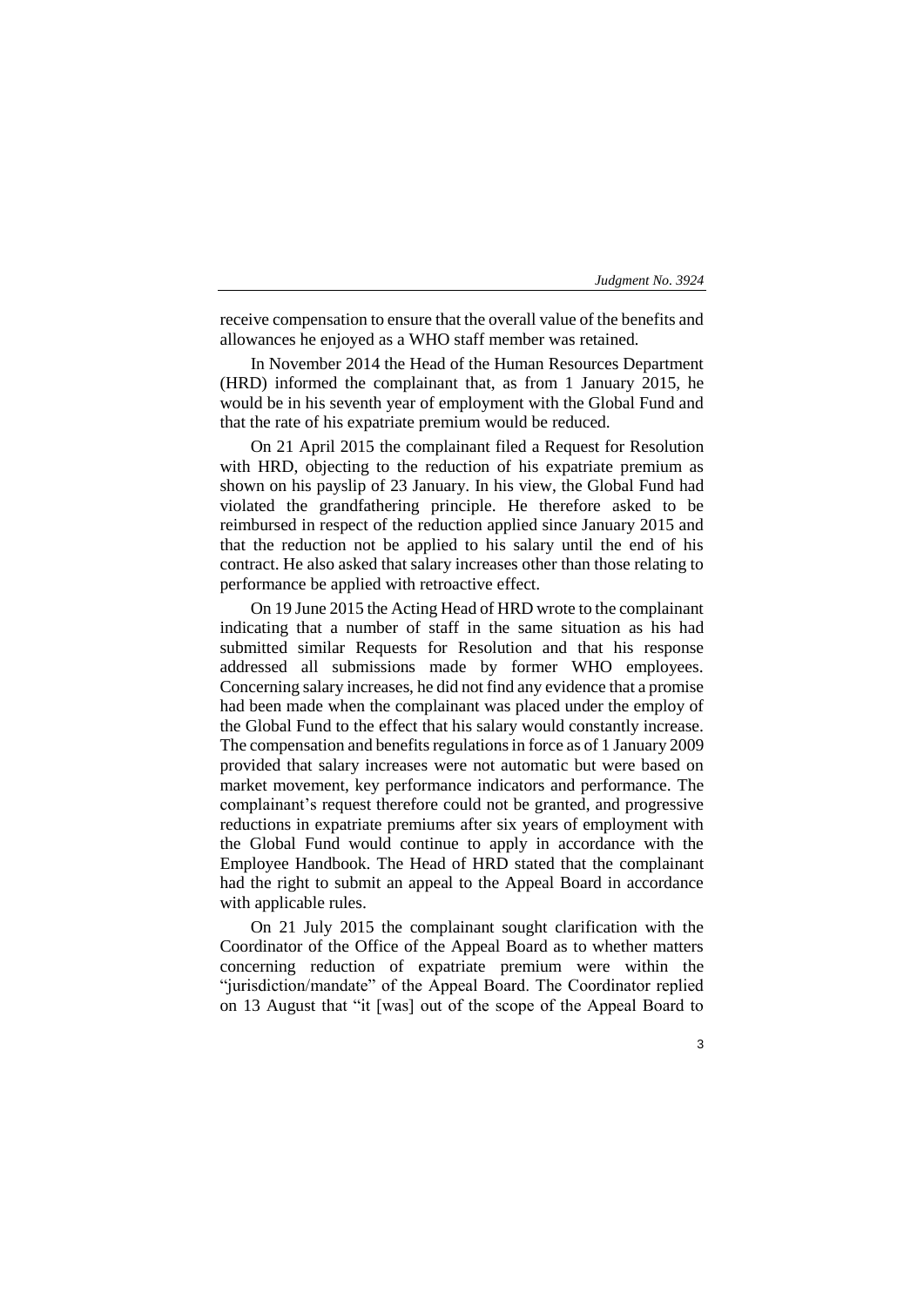receive compensation to ensure that the overall value of the benefits and allowances he enjoyed as a WHO staff member was retained.

In November 2014 the Head of the Human Resources Department (HRD) informed the complainant that, as from 1 January 2015, he would be in his seventh year of employment with the Global Fund and that the rate of his expatriate premium would be reduced.

On 21 April 2015 the complainant filed a Request for Resolution with HRD, objecting to the reduction of his expatriate premium as shown on his payslip of 23 January. In his view, the Global Fund had violated the grandfathering principle. He therefore asked to be reimbursed in respect of the reduction applied since January 2015 and that the reduction not be applied to his salary until the end of his contract. He also asked that salary increases other than those relating to performance be applied with retroactive effect.

On 19 June 2015 the Acting Head of HRD wrote to the complainant indicating that a number of staff in the same situation as his had submitted similar Requests for Resolution and that his response addressed all submissions made by former WHO employees. Concerning salary increases, he did not find any evidence that a promise had been made when the complainant was placed under the employ of the Global Fund to the effect that his salary would constantly increase. The compensation and benefits regulations in force as of 1 January 2009 provided that salary increases were not automatic but were based on market movement, key performance indicators and performance. The complainant's request therefore could not be granted, and progressive reductions in expatriate premiums after six years of employment with the Global Fund would continue to apply in accordance with the Employee Handbook. The Head of HRD stated that the complainant had the right to submit an appeal to the Appeal Board in accordance with applicable rules.

On 21 July 2015 the complainant sought clarification with the Coordinator of the Office of the Appeal Board as to whether matters concerning reduction of expatriate premium were within the "jurisdiction/mandate" of the Appeal Board. The Coordinator replied on 13 August that "it [was] out of the scope of the Appeal Board to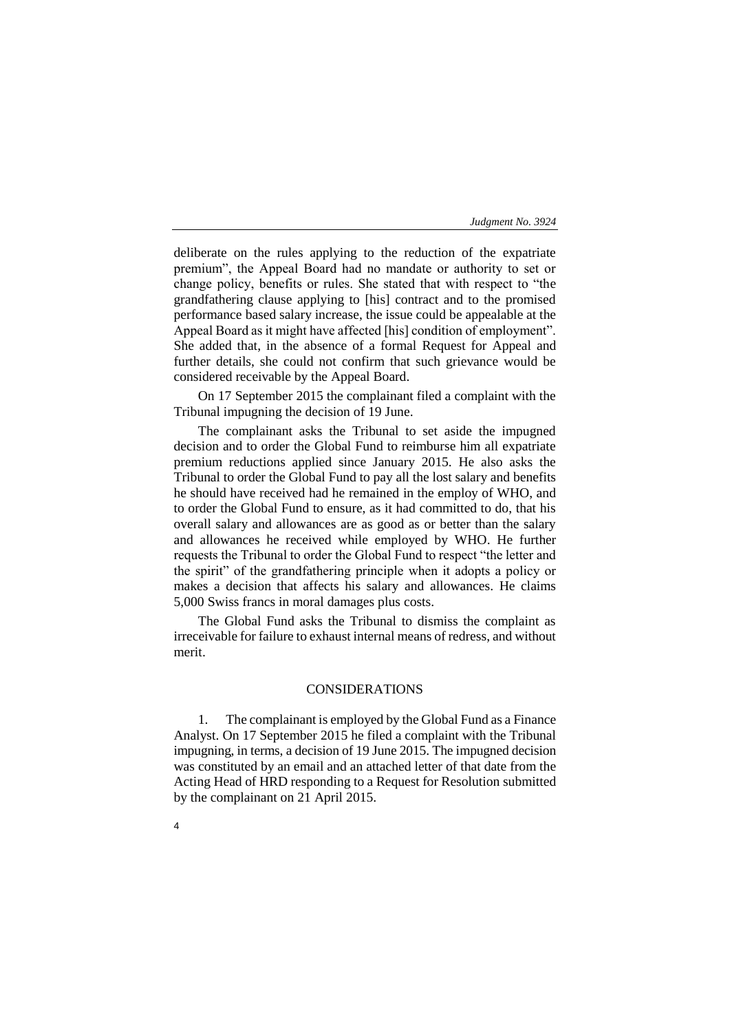deliberate on the rules applying to the reduction of the expatriate premium", the Appeal Board had no mandate or authority to set or change policy, benefits or rules. She stated that with respect to "the grandfathering clause applying to [his] contract and to the promised performance based salary increase, the issue could be appealable at the Appeal Board as it might have affected [his] condition of employment". She added that, in the absence of a formal Request for Appeal and further details, she could not confirm that such grievance would be considered receivable by the Appeal Board.

On 17 September 2015 the complainant filed a complaint with the Tribunal impugning the decision of 19 June.

The complainant asks the Tribunal to set aside the impugned decision and to order the Global Fund to reimburse him all expatriate premium reductions applied since January 2015. He also asks the Tribunal to order the Global Fund to pay all the lost salary and benefits he should have received had he remained in the employ of WHO, and to order the Global Fund to ensure, as it had committed to do, that his overall salary and allowances are as good as or better than the salary and allowances he received while employed by WHO. He further requests the Tribunal to order the Global Fund to respect "the letter and the spirit" of the grandfathering principle when it adopts a policy or makes a decision that affects his salary and allowances. He claims 5,000 Swiss francs in moral damages plus costs.

The Global Fund asks the Tribunal to dismiss the complaint as irreceivable for failure to exhaust internal means of redress, and without merit.

## CONSIDERATIONS

1. The complainant is employed by the Global Fund as a Finance Analyst. On 17 September 2015 he filed a complaint with the Tribunal impugning, in terms, a decision of 19 June 2015. The impugned decision was constituted by an email and an attached letter of that date from the Acting Head of HRD responding to a Request for Resolution submitted by the complainant on 21 April 2015.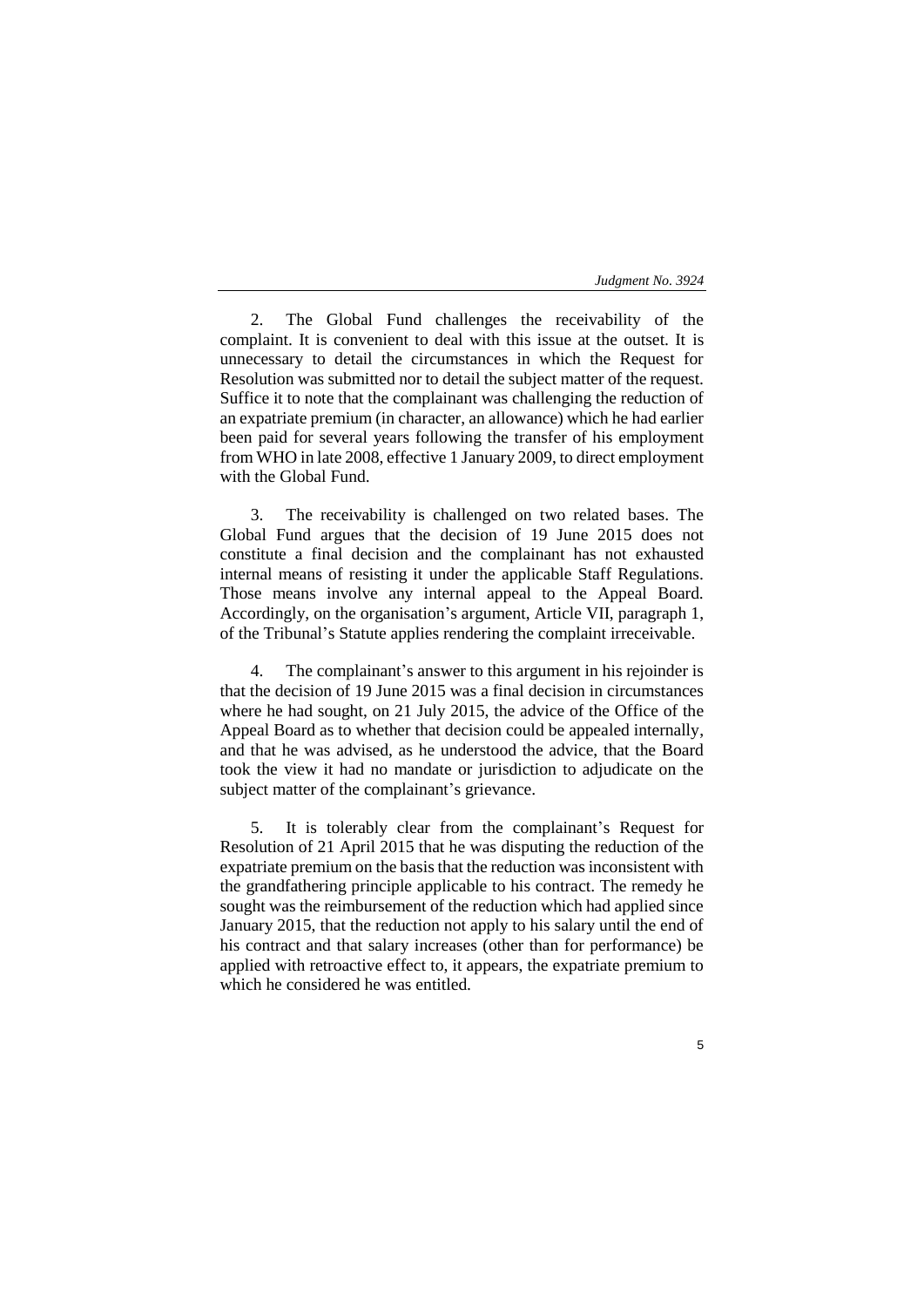2. The Global Fund challenges the receivability of the complaint. It is convenient to deal with this issue at the outset. It is unnecessary to detail the circumstances in which the Request for Resolution was submitted nor to detail the subject matter of the request. Suffice it to note that the complainant was challenging the reduction of an expatriate premium (in character, an allowance) which he had earlier been paid for several years following the transfer of his employment from WHO in late 2008, effective 1 January 2009, to direct employment with the Global Fund.

3. The receivability is challenged on two related bases. The Global Fund argues that the decision of 19 June 2015 does not constitute a final decision and the complainant has not exhausted internal means of resisting it under the applicable Staff Regulations. Those means involve any internal appeal to the Appeal Board. Accordingly, on the organisation's argument, Article VII, paragraph 1, of the Tribunal's Statute applies rendering the complaint irreceivable.

4. The complainant's answer to this argument in his rejoinder is that the decision of 19 June 2015 was a final decision in circumstances where he had sought, on 21 July 2015, the advice of the Office of the Appeal Board as to whether that decision could be appealed internally, and that he was advised, as he understood the advice, that the Board took the view it had no mandate or jurisdiction to adjudicate on the subject matter of the complainant's grievance.

5. It is tolerably clear from the complainant's Request for Resolution of 21 April 2015 that he was disputing the reduction of the expatriate premium on the basis that the reduction was inconsistent with the grandfathering principle applicable to his contract. The remedy he sought was the reimbursement of the reduction which had applied since January 2015, that the reduction not apply to his salary until the end of his contract and that salary increases (other than for performance) be applied with retroactive effect to, it appears, the expatriate premium to which he considered he was entitled.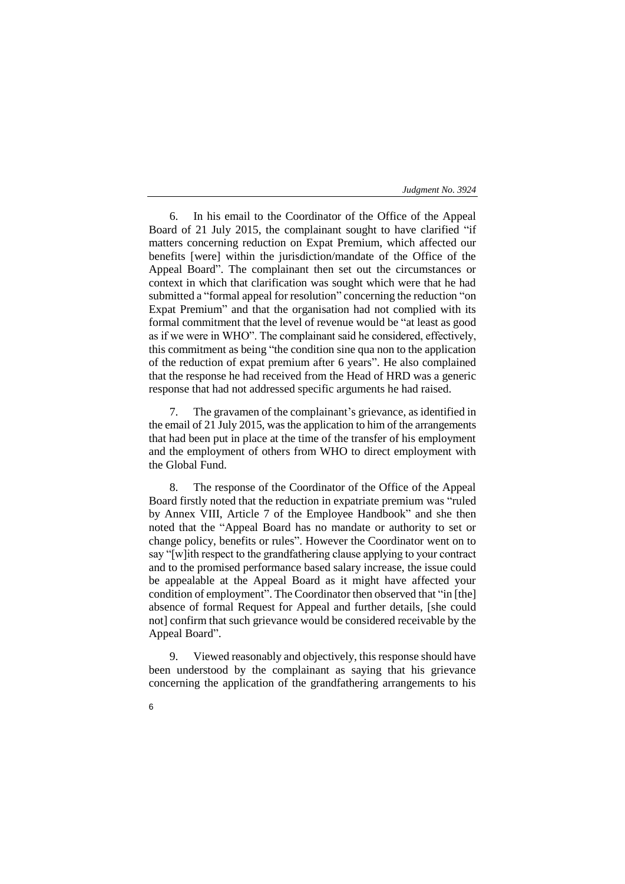6. In his email to the Coordinator of the Office of the Appeal Board of 21 July 2015, the complainant sought to have clarified "if matters concerning reduction on Expat Premium, which affected our benefits [were] within the jurisdiction/mandate of the Office of the Appeal Board". The complainant then set out the circumstances or context in which that clarification was sought which were that he had submitted a "formal appeal for resolution" concerning the reduction "on Expat Premium" and that the organisation had not complied with its formal commitment that the level of revenue would be "at least as good as if we were in WHO". The complainant said he considered, effectively, this commitment as being "the condition sine qua non to the application of the reduction of expat premium after 6 years". He also complained that the response he had received from the Head of HRD was a generic response that had not addressed specific arguments he had raised.

7. The gravamen of the complainant's grievance, as identified in the email of 21 July 2015, was the application to him of the arrangements that had been put in place at the time of the transfer of his employment and the employment of others from WHO to direct employment with the Global Fund.

8. The response of the Coordinator of the Office of the Appeal Board firstly noted that the reduction in expatriate premium was "ruled by Annex VIII, Article 7 of the Employee Handbook" and she then noted that the "Appeal Board has no mandate or authority to set or change policy, benefits or rules". However the Coordinator went on to say "[w]ith respect to the grandfathering clause applying to your contract and to the promised performance based salary increase, the issue could be appealable at the Appeal Board as it might have affected your condition of employment". The Coordinator then observed that "in [the] absence of formal Request for Appeal and further details, [she could not] confirm that such grievance would be considered receivable by the Appeal Board".

9. Viewed reasonably and objectively, this response should have been understood by the complainant as saying that his grievance concerning the application of the grandfathering arrangements to his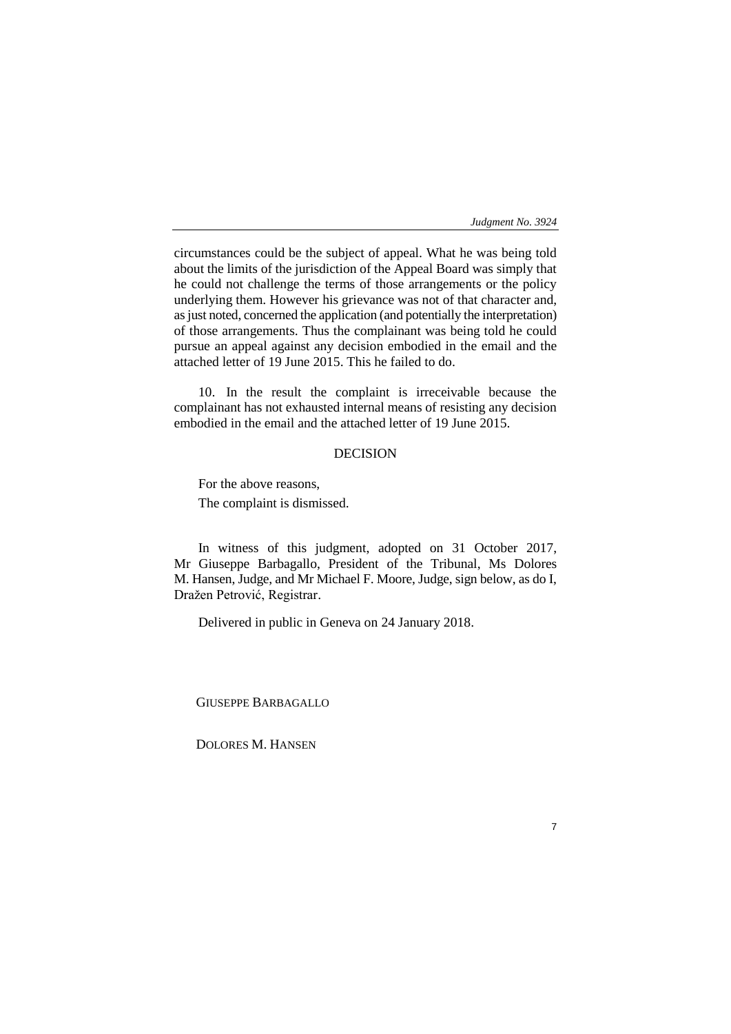circumstances could be the subject of appeal. What he was being told about the limits of the jurisdiction of the Appeal Board was simply that he could not challenge the terms of those arrangements or the policy underlying them. However his grievance was not of that character and, as just noted, concerned the application (and potentially the interpretation) of those arrangements. Thus the complainant was being told he could pursue an appeal against any decision embodied in the email and the attached letter of 19 June 2015. This he failed to do.

10. In the result the complaint is irreceivable because the complainant has not exhausted internal means of resisting any decision embodied in the email and the attached letter of 19 June 2015.

## DECISION

For the above reasons,

The complaint is dismissed.

In witness of this judgment, adopted on 31 October 2017, Mr Giuseppe Barbagallo, President of the Tribunal, Ms Dolores M. Hansen, Judge, and Mr Michael F. Moore, Judge, sign below, as do I, Dražen Petrović, Registrar.

Delivered in public in Geneva on 24 January 2018.

GIUSEPPE BARBAGALLO

DOLORES M. HANSEN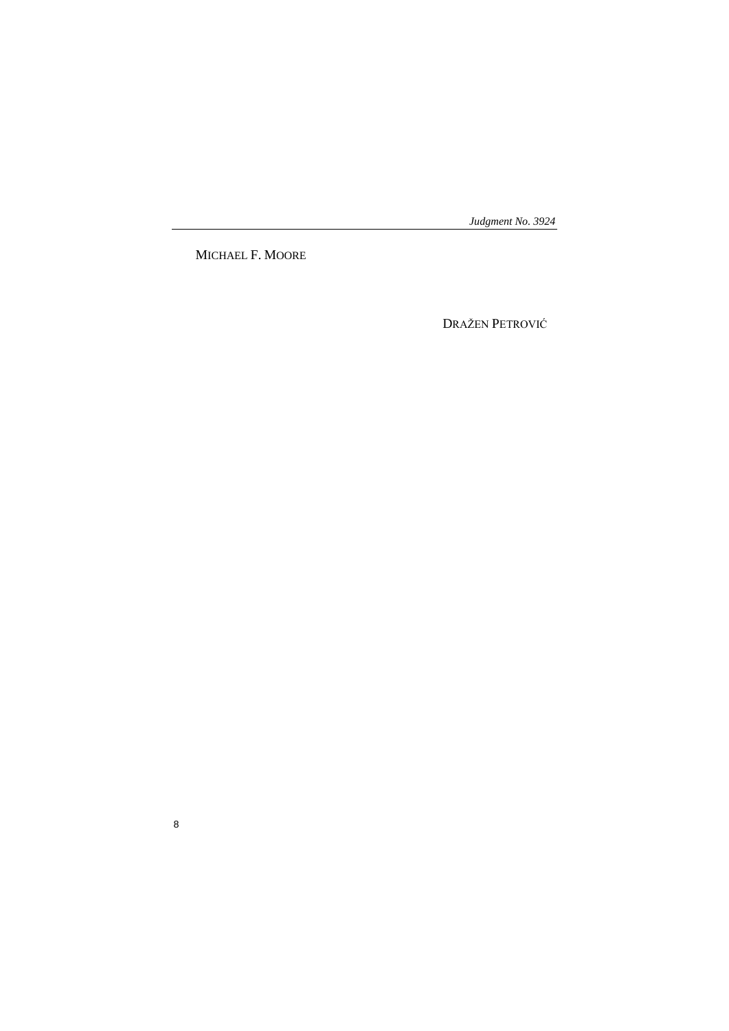MICHAEL F. MOORE

DRAŽEN PETROVIĆ